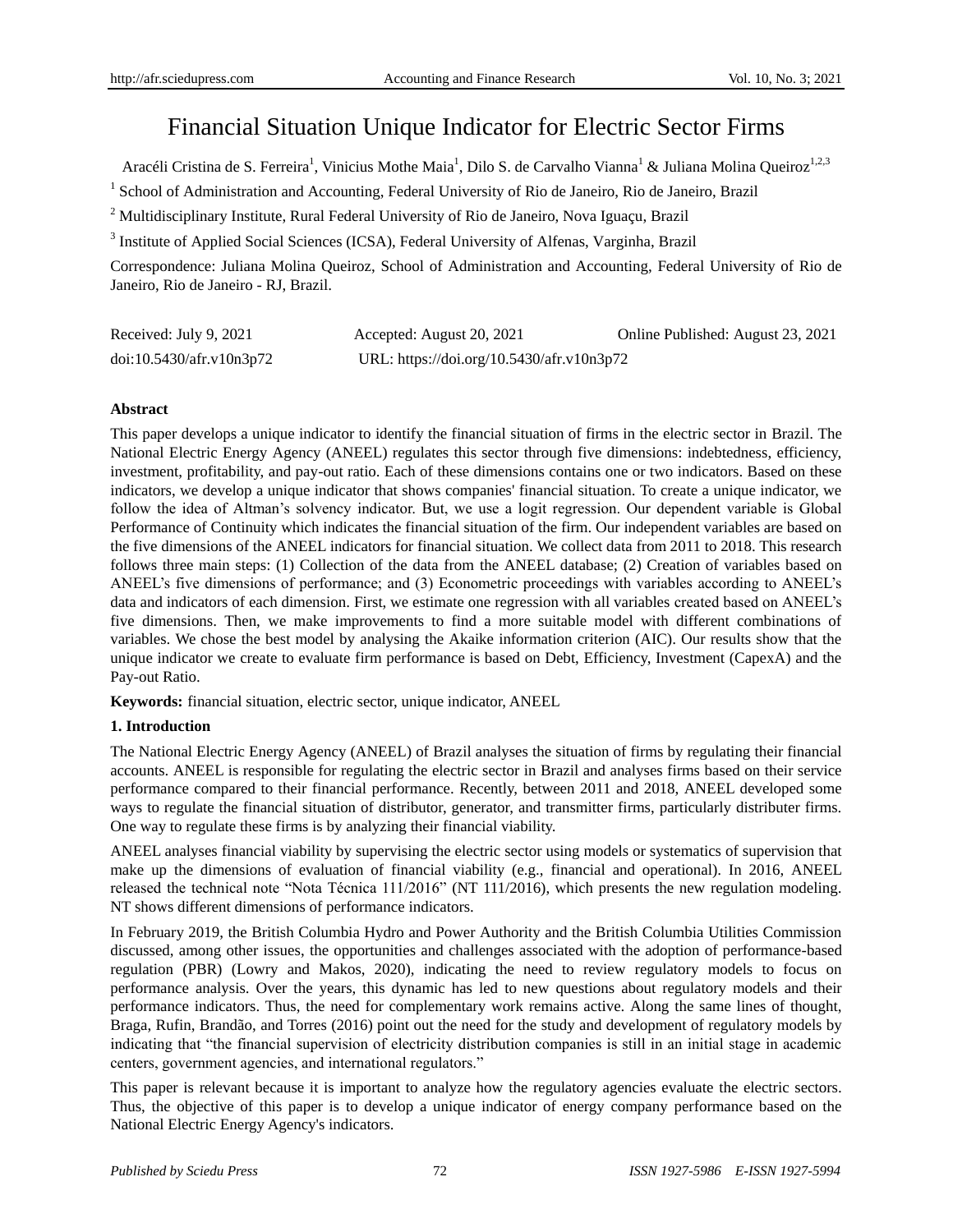# Financial Situation Unique Indicator for Electric Sector Firms

Aracéli Cristina de S. Ferreira[1], Vinicius Mothe Maia[1], Dilo S. de Carvalho Vianna[1] & Juliana Molina Queiroz[1,2,3]

[1] School of Administration and Accounting, Federal University of Rio de Janeiro, Rio de Janeiro, Brazil

[2] Multidisciplinary Institute, Rural Federal University of Rio de Janeiro, Nova Iguaçu, Brazil

[3] Institute of Applied Social Sciences (ICSA), Federal University of Alfenas, Varginha, Brazil

Correspondence: Juliana Molina Queiroz, School of Administration and Accounting, Federal University of Rio de Janeiro, Rio de Janeiro - RJ, Brazil.

Received: July 9, 2021 Accepted: August 20, 2021 Online Published: August 23, 2021

doi:10.5430/afr.v10n3p72 URL: https://doi.org/10.5430/afr.v10n3p72

**Abstract**

This paper develops a unique indicator to identify the financial situation of firms in the electric sector in Brazil. The National Electric Energy Agency (ANEEL) regulates this sector through five dimensions: indebtedness, efficiency, investment, profitability, and pay-out ratio. Each of these dimensions contains one or two indicators. Based on these indicators, we develop a unique indicator that shows companies' financial situation. To create a unique indicator, we follow the idea of Altman's solvency indicator. But, we use a logit regression. Our dependent variable is Global Performance of Continuity which indicates the financial situation of the firm. Our independent variables are based on the five dimensions of the ANEEL indicators for financial situation. We collect data from 2011 to 2018. This research follows three main steps: (1) Collection of the data from the ANEEL database; (2) Creation of variables based on ANEEL's five dimensions of performance; and (3) Econometric proceedings with variables according to ANEEL's data and indicators of each dimension. First, we estimate one regression with all variables created based on ANEEL's five dimensions. Then, we make improvements to find a more suitable model with different combinations of variables. We chose the best model by analysing the Akaike information criterion (AIC). Our results show that the unique indicator we create to evaluate firm performance is based on Debt, Efficiency, Investment (CapexA) and the Pay-out Ratio.

**Keywords:** financial situation, electric sector, unique indicator, ANEEL

## 1. Introduction

The National Electric Energy Agency (ANEEL) of Brazil analyses the situation of firms by regulating their financial accounts. ANEEL is responsible for regulating the electric sector in Brazil and analyses firms based on their service performance compared to their financial performance. Recently, between 2011 and 2018, ANEEL developed some ways to regulate the financial situation of distributor, generator, and transmitter firms, particularly distributer firms. One way to regulate these firms is by analyzing their financial viability.

ANEEL analyses financial viability by supervising the electric sector using models or systematics of supervision that make up the dimensions of evaluation of financial viability (e.g., financial and operational). In 2016, ANEEL released the technical note "Nota Técnica 111/2016" (NT 111/2016), which presents the new regulation modeling. NT shows different dimensions of performance indicators.

In February 2019, the British Columbia Hydro and Power Authority and the British Columbia Utilities Commission discussed, among other issues, the opportunities and challenges associated with the adoption of performance-based regulation (PBR) (Lowry and Makos, 2020), indicating the need to review regulatory models to focus on performance analysis. Over the years, this dynamic has led to new questions about regulatory models and their performance indicators. Thus, the need for complementary work remains active. Along the same lines of thought, Braga, Rufin, Brandão, and Torres (2016) point out the need for the study and development of regulatory models by indicating that "the financial supervision of electricity distribution companies is still in an initial stage in academic centers, government agencies, and international regulators."

This paper is relevant because it is important to analyze how the regulatory agencies evaluate the electric sectors. Thus, the objective of this paper is to develop a unique indicator of energy company performance based on the National Electric Energy Agency's indicators.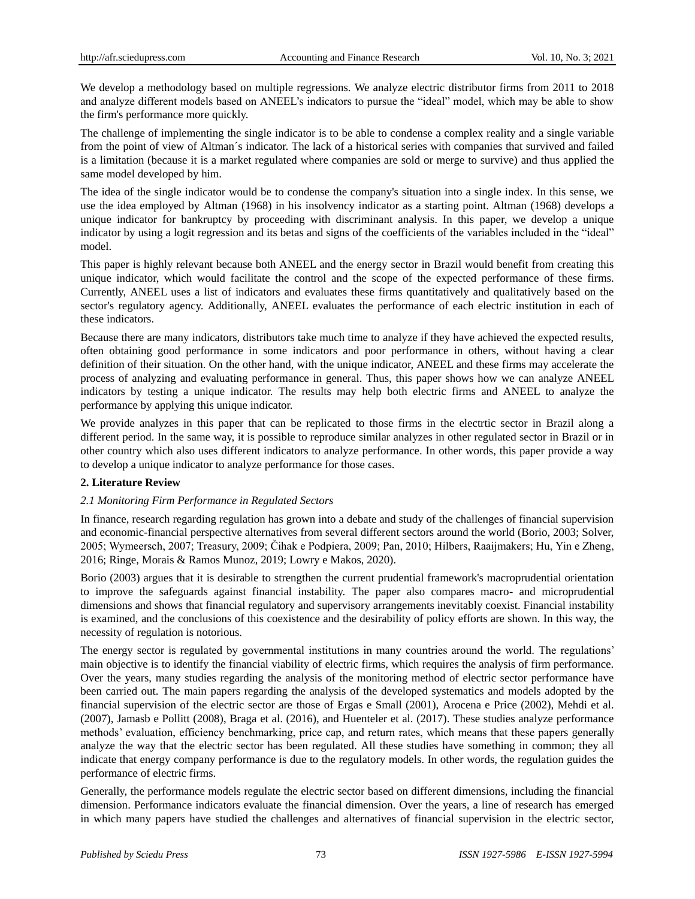We develop a methodology based on multiple regressions. We analyze electric distributor firms from 2011 to 2018 and analyze different models based on ANEEL's indicators to pursue the "ideal" model, which may be able to show the firm's performance more quickly.

The challenge of implementing the single indicator is to be able to condense a complex reality and a single variable from the point of view of Altman´s indicator. The lack of a historical series with companies that survived and failed is a limitation (because it is a market regulated where companies are sold or merge to survive) and thus applied the same model developed by him.

The idea of the single indicator would be to condense the company's situation into a single index. In this sense, we use the idea employed by Altman (1968) in his insolvency indicator as a starting point. Altman (1968) develops a unique indicator for bankruptcy by proceeding with discriminant analysis. In this paper, we develop a unique indicator by using a logit regression and its betas and signs of the coefficients of the variables included in the "ideal" model.

This paper is highly relevant because both ANEEL and the energy sector in Brazil would benefit from creating this unique indicator, which would facilitate the control and the scope of the expected performance of these firms. Currently, ANEEL uses a list of indicators and evaluates these firms quantitatively and qualitatively based on the sector's regulatory agency. Additionally, ANEEL evaluates the performance of each electric institution in each of these indicators.

Because there are many indicators, distributors take much time to analyze if they have achieved the expected results, often obtaining good performance in some indicators and poor performance in others, without having a clear definition of their situation. On the other hand, with the unique indicator, ANEEL and these firms may accelerate the process of analyzing and evaluating performance in general. Thus, this paper shows how we can analyze ANEEL indicators by testing a unique indicator. The results may help both electric firms and ANEEL to analyze the performance by applying this unique indicator.

We provide analyzes in this paper that can be replicated to those firms in the electrtic sector in Brazil along a different period. In the same way, it is possible to reproduce similar analyzes in other regulated sector in Brazil or in other country which also uses different indicators to analyze performance. In other words, this paper provide a way to develop a unique indicator to analyze performance for those cases.

## 2. Literature Review

### *2.1 Monitoring Firm Performance in Regulated Sectors*

In finance, research regarding regulation has grown into a debate and study of the challenges of financial supervision and economic-financial perspective alternatives from several different sectors around the world (Borio, 2003; Solver, 2005; Wymeersch, 2007; Treasury, 2009; Čihak e Podpiera, 2009; Pan, 2010; Hilbers, Raaijmakers; Hu, Yin e Zheng, 2016; Ringe, Morais & Ramos Munoz, 2019; Lowry e Makos, 2020).

Borio (2003) argues that it is desirable to strengthen the current prudential framework's macroprudential orientation to improve the safeguards against financial instability. The paper also compares macro- and microprudential dimensions and shows that financial regulatory and supervisory arrangements inevitably coexist. Financial instability is examined, and the conclusions of this coexistence and the desirability of policy efforts are shown. In this way, the necessity of regulation is notorious.

The energy sector is regulated by governmental institutions in many countries around the world. The regulations' main objective is to identify the financial viability of electric firms, which requires the analysis of firm performance. Over the years, many studies regarding the analysis of the monitoring method of electric sector performance have been carried out. The main papers regarding the analysis of the developed systematics and models adopted by the financial supervision of the electric sector are those of Ergas e Small (2001), Arocena e Price (2002), Mehdi et al. (2007), Jamasb e Pollitt (2008), Braga et al. (2016), and Huenteler et al. (2017). These studies analyze performance methods' evaluation, efficiency benchmarking, price cap, and return rates, which means that these papers generally analyze the way that the electric sector has been regulated. All these studies have something in common; they all indicate that energy company performance is due to the regulatory models. In other words, the regulation guides the performance of electric firms.

Generally, the performance models regulate the electric sector based on different dimensions, including the financial dimension. Performance indicators evaluate the financial dimension. Over the years, a line of research has emerged in which many papers have studied the challenges and alternatives of financial supervision in the electric sector,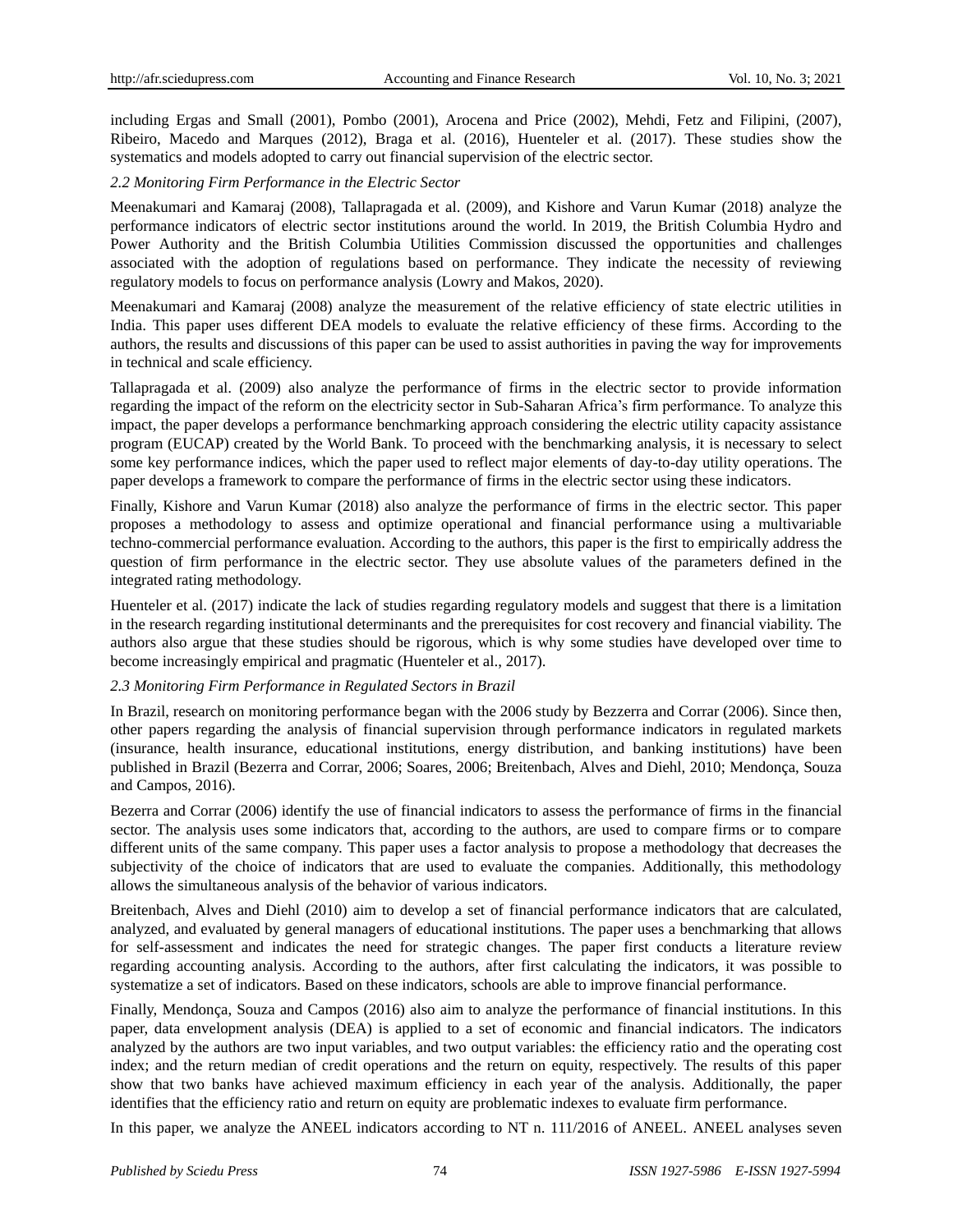including Ergas and Small (2001), Pombo (2001), Arocena and Price (2002), Mehdi, Fetz and Filipini, (2007), Ribeiro, Macedo and Marques (2012), Braga et al. (2016), Huenteler et al. (2017). These studies show the systematics and models adopted to carry out financial supervision of the electric sector.

### *2.2 Monitoring Firm Performance in the Electric Sector*

Meenakumari and Kamaraj (2008), Tallapragada et al. (2009), and Kishore and Varun Kumar (2018) analyze the performance indicators of electric sector institutions around the world. In 2019, the British Columbia Hydro and Power Authority and the British Columbia Utilities Commission discussed the opportunities and challenges associated with the adoption of regulations based on performance. They indicate the necessity of reviewing regulatory models to focus on performance analysis (Lowry and Makos, 2020).

Meenakumari and Kamaraj (2008) analyze the measurement of the relative efficiency of state electric utilities in India. This paper uses different DEA models to evaluate the relative efficiency of these firms. According to the authors, the results and discussions of this paper can be used to assist authorities in paving the way for improvements in technical and scale efficiency.

Tallapragada et al. (2009) also analyze the performance of firms in the electric sector to provide information regarding the impact of the reform on the electricity sector in Sub-Saharan Africa's firm performance. To analyze this impact, the paper develops a performance benchmarking approach considering the electric utility capacity assistance program (EUCAP) created by the World Bank. To proceed with the benchmarking analysis, it is necessary to select some key performance indices, which the paper used to reflect major elements of day-to-day utility operations. The paper develops a framework to compare the performance of firms in the electric sector using these indicators.

Finally, Kishore and Varun Kumar (2018) also analyze the performance of firms in the electric sector. This paper proposes a methodology to assess and optimize operational and financial performance using a multivariable techno-commercial performance evaluation. According to the authors, this paper is the first to empirically address the question of firm performance in the electric sector. They use absolute values of the parameters defined in the integrated rating methodology.

Huenteler et al. (2017) indicate the lack of studies regarding regulatory models and suggest that there is a limitation in the research regarding institutional determinants and the prerequisites for cost recovery and financial viability. The authors also argue that these studies should be rigorous, which is why some studies have developed over time to become increasingly empirical and pragmatic (Huenteler et al., 2017).

### *2.3 Monitoring Firm Performance in Regulated Sectors in Brazil*

In Brazil, research on monitoring performance began with the 2006 study by Bezzerra and Corrar (2006). Since then, other papers regarding the analysis of financial supervision through performance indicators in regulated markets (insurance, health insurance, educational institutions, energy distribution, and banking institutions) have been published in Brazil (Bezerra and Corrar, 2006; Soares, 2006; Breitenbach, Alves and Diehl, 2010; Mendonça, Souza and Campos, 2016).

Bezerra and Corrar (2006) identify the use of financial indicators to assess the performance of firms in the financial sector. The analysis uses some indicators that, according to the authors, are used to compare firms or to compare different units of the same company. This paper uses a factor analysis to propose a methodology that decreases the subjectivity of the choice of indicators that are used to evaluate the companies. Additionally, this methodology allows the simultaneous analysis of the behavior of various indicators.

Breitenbach, Alves and Diehl (2010) aim to develop a set of financial performance indicators that are calculated, analyzed, and evaluated by general managers of educational institutions. The paper uses a benchmarking that allows for self-assessment and indicates the need for strategic changes. The paper first conducts a literature review regarding accounting analysis. According to the authors, after first calculating the indicators, it was possible to systematize a set of indicators. Based on these indicators, schools are able to improve financial performance.

Finally, Mendonça, Souza and Campos (2016) also aim to analyze the performance of financial institutions. In this paper, data envelopment analysis (DEA) is applied to a set of economic and financial indicators. The indicators analyzed by the authors are two input variables, and two output variables: the efficiency ratio and the operating cost index; and the return median of credit operations and the return on equity, respectively. The results of this paper show that two banks have achieved maximum efficiency in each year of the analysis. Additionally, the paper identifies that the efficiency ratio and return on equity are problematic indexes to evaluate firm performance.

In this paper, we analyze the ANEEL indicators according to NT n. 111/2016 of ANEEL. ANEEL analyses seven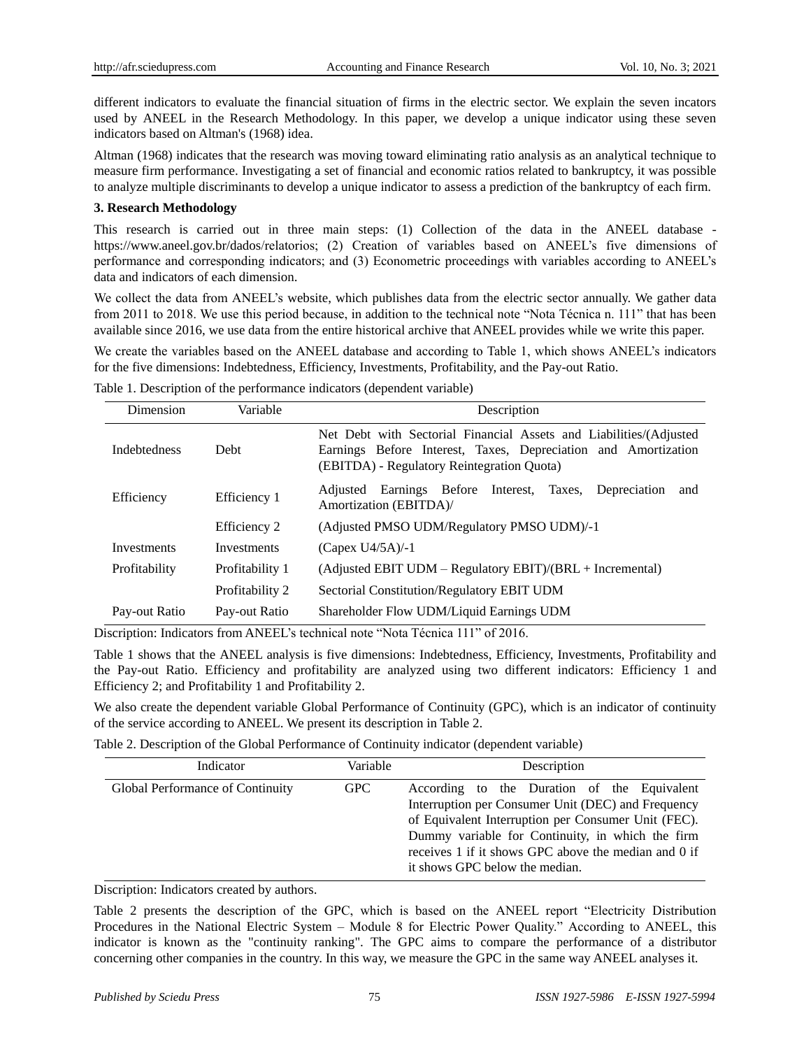different indicators to evaluate the financial situation of firms in the electric sector. We explain the seven incators used by ANEEL in the Research Methodology. In this paper, we develop a unique indicator using these seven indicators based on Altman's (1968) idea.

Altman (1968) indicates that the research was moving toward eliminating ratio analysis as an analytical technique to measure firm performance. Investigating a set of financial and economic ratios related to bankruptcy, it was possible to analyze multiple discriminants to develop a unique indicator to assess a prediction of the bankruptcy of each firm.

### 3. Research Methodology

This research is carried out in three main steps: (1) Collection of the data in the ANEEL database - https://www.aneel.gov.br/dados/relatorios; (2) Creation of variables based on ANEEL's five dimensions of performance and corresponding indicators; and (3) Econometric proceedings with variables according to ANEEL's data and indicators of each dimension.

We collect the data from ANEEL's website, which publishes data from the electric sector annually. We gather data from 2011 to 2018. We use this period because, in addition to the technical note "Nota Técnica n. 111" that has been available since 2016, we use data from the entire historical archive that ANEEL provides while we write this paper.

We create the variables based on the ANEEL database and according to Table 1, which shows ANEEL's indicators for the five dimensions: Indebtedness, Efficiency, Investments, Profitability, and the Pay-out Ratio.

Table 1. Description of the performance indicators (dependent variable)

| Dimension | Variable | Description |
|---|---|---|
| Indebtedness | Debt | Net Debt with Sectorial Financial Assets and Liabilities/(Adjusted Earnings Before Interest, Taxes, Depreciation and Amortization (EBITDA) - Regulatory Reintegration Quota) |
| Efficiency | Efficiency 1 | Adjusted Earnings Before Interest, Taxes, Depreciation and Amortization (EBITDA)/ |
| | Efficiency 2 | (Adjusted PMSO UDM/Regulatory PMSO UDM)/-1 |
| Investments | Investments | (Capex U4/5A)/-1 |
| Profitability | Profitability 1 | (Adjusted EBIT UDM – Regulatory EBIT)/(BRL + Incremental) |
| | Profitability 2 | Sectorial Constitution/Regulatory EBIT UDM |
| Pay-out Ratio | Pay-out Ratio | Shareholder Flow UDM/Liquid Earnings UDM |

Discription: Indicators from ANEEL's technical note "Nota Técnica 111" of 2016.

Table 1 shows that the ANEEL analysis is five dimensions: Indebtedness, Efficiency, Investments, Profitability and the Pay-out Ratio. Efficiency and profitability are analyzed using two different indicators: Efficiency 1 and Efficiency 2; and Profitability 1 and Profitability 2.

We also create the dependent variable Global Performance of Continuity (GPC), which is an indicator of continuity of the service according to ANEEL. We present its description in Table 2.

Table 2. Description of the Global Performance of Continuity indicator (dependent variable)

| Indicator | Variable | Description |
|---|---|---|
| Global Performance of Continuity | GPC | According to the Duration of the Equivalent Interruption per Consumer Unit (DEC) and Frequency of Equivalent Interruption per Consumer Unit (FEC). Dummy variable for Continuity, in which the firm receives 1 if it shows GPC above the median and 0 if it shows GPC below the median. |

Discription: Indicators created by authors.

Table 2 presents the description of the GPC, which is based on the ANEEL report "Electricity Distribution Procedures in the National Electric System – Module 8 for Electric Power Quality." According to ANEEL, this indicator is known as the "continuity ranking". The GPC aims to compare the performance of a distributor concerning other companies in the country. In this way, we measure the GPC in the same way ANEEL analyses it.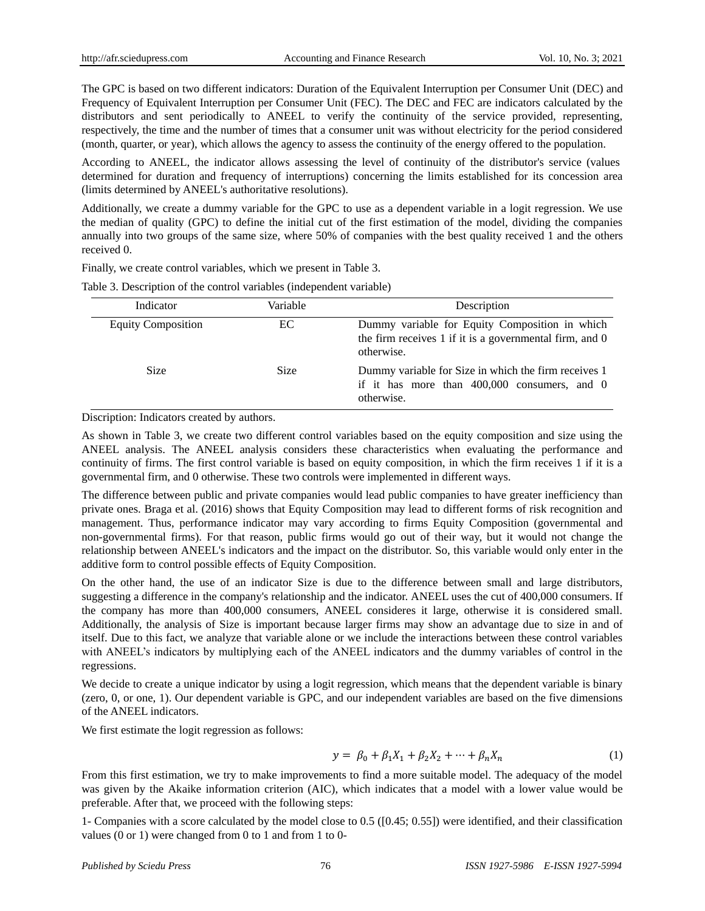The GPC is based on two different indicators: Duration of the Equivalent Interruption per Consumer Unit (DEC) and Frequency of Equivalent Interruption per Consumer Unit (FEC). The DEC and FEC are indicators calculated by the distributors and sent periodically to ANEEL to verify the continuity of the service provided, representing, respectively, the time and the number of times that a consumer unit was without electricity for the period considered (month, quarter, or year), which allows the agency to assess the continuity of the energy offered to the population.

According to ANEEL, the indicator allows assessing the level of continuity of the distributor's service (values determined for duration and frequency of interruptions) concerning the limits established for its concession area (limits determined by ANEEL's authoritative resolutions).

Additionally, we create a dummy variable for the GPC to use as a dependent variable in a logit regression. We use the median of quality (GPC) to define the initial cut of the first estimation of the model, dividing the companies annually into two groups of the same size, where 50% of companies with the best quality received 1 and the others received 0.

Finally, we create control variables, which we present in Table 3.

Table 3. Description of the control variables (independent variable)

| Indicator | Variable | Description |
|---|---|---|
| Equity Composition | EC | Dummy variable for Equity Composition in which the firm receives 1 if it is a governmental firm, and 0 otherwise. |
| Size | Size | Dummy variable for Size in which the firm receives 1 if it has more than 400,000 consumers, and 0 otherwise. |

Discription: Indicators created by authors.

As shown in Table 3, we create two different control variables based on the equity composition and size using the ANEEL analysis. The ANEEL analysis considers these characteristics when evaluating the performance and continuity of firms. The first control variable is based on equity composition, in which the firm receives 1 if it is a governmental firm, and 0 otherwise. These two controls were implemented in different ways.

The difference between public and private companies would lead public companies to have greater inefficiency than private ones. Braga et al. (2016) shows that Equity Composition may lead to different forms of risk recognition and management. Thus, performance indicator may vary according to firms Equity Composition (governmental and non-governmental firms). For that reason, public firms would go out of their way, but it would not change the relationship between ANEEL's indicators and the impact on the distributor. So, this variable would only enter in the additive form to control possible effects of Equity Composition.

On the other hand, the use of an indicator Size is due to the difference between small and large distributors, suggesting a difference in the company's relationship and the indicator. ANEEL uses the cut of 400,000 consumers. If the company has more than 400,000 consumers, ANEEL consideres it large, otherwise it is considered small. Additionally, the analysis of Size is important because larger firms may show an advantage due to size in and of itself. Due to this fact, we analyze that variable alone or we include the interactions between these control variables with ANEEL's indicators by multiplying each of the ANEEL indicators and the dummy variables of control in the regressions.

We decide to create a unique indicator by using a logit regression, which means that the dependent variable is binary (zero, 0, or one, 1). Our dependent variable is GPC, and our independent variables are based on the five dimensions of the ANEEL indicators.

We first estimate the logit regression as follows:

$$y = \beta_0 + \beta_1 X_1 + \beta_2 X_2 + \cdots + \beta_n X_n \quad (1)$$

From this first estimation, we try to make improvements to find a more suitable model. The adequacy of the model was given by the Akaike information criterion (AIC), which indicates that a model with a lower value would be preferable. After that, we proceed with the following steps:

1- Companies with a score calculated by the model close to 0.5 ([0.45; 0.55]) were identified, and their classification values (0 or 1) were changed from 0 to 1 and from 1 to 0-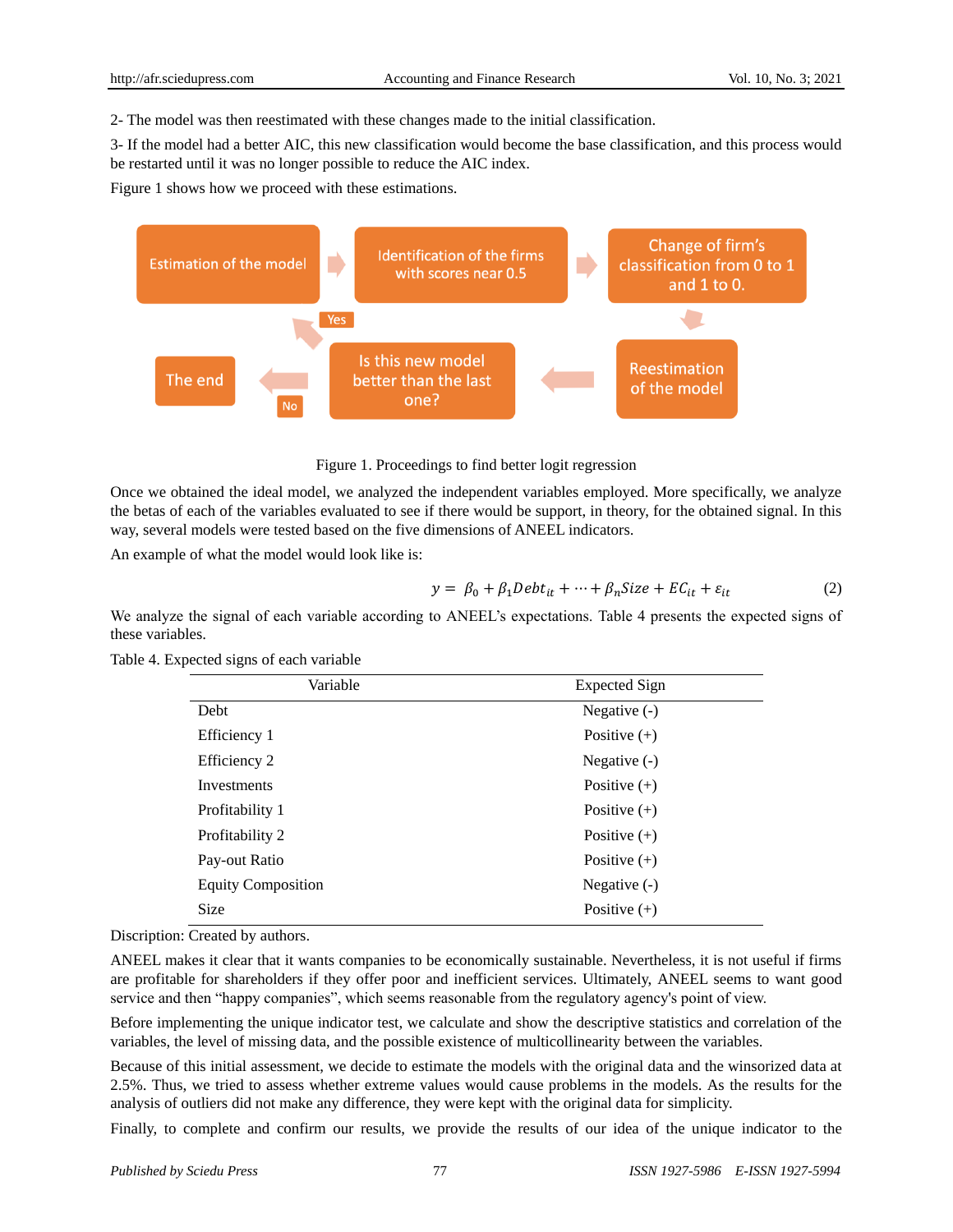2- The model was then reestimated with these changes made to the initial classification.

3- If the model had a better AIC, this new classification would become the base classification, and this process would be restarted until it was no longer possible to reduce the AIC index.

Figure 1 shows how we proceed with these estimations.

Estimation of the model → Identification of the firms with scores near 0.5 → Change of firm's classification from 0 to 1 and 1 to 0. → Reestimation of the model → Is this new model better than the last one? → Yes: Estimation of the model / No: The end

Figure 1. Proceedings to find better logit regression

Once we obtained the ideal model, we analyzed the independent variables employed. More specifically, we analyze the betas of each of the variables evaluated to see if there would be support, in theory, for the obtained signal. In this way, several models were tested based on the five dimensions of ANEEL indicators.

An example of what the model would look like is:

$$y = \beta_0 + \beta_1 Debt_{it} + \cdots + \beta_n Size + EC_{it} + \varepsilon_{it} \tag{2}$$

We analyze the signal of each variable according to ANEEL's expectations. Table 4 presents the expected signs of these variables.

Table 4. Expected signs of each variable

| Variable | Expected Sign |
|---|---|
| Debt | Negative (-) |
| Efficiency 1 | Positive (+) |
| Efficiency 2 | Negative (-) |
| Investments | Positive (+) |
| Profitability 1 | Positive (+) |
| Profitability 2 | Positive (+) |
| Pay-out Ratio | Positive (+) |
| Equity Composition | Negative (-) |
| Size | Positive (+) |

Discription: Created by authors.

ANEEL makes it clear that it wants companies to be economically sustainable. Nevertheless, it is not useful if firms are profitable for shareholders if they offer poor and inefficient services. Ultimately, ANEEL seems to want good service and then "happy companies", which seems reasonable from the regulatory agency's point of view.

Before implementing the unique indicator test, we calculate and show the descriptive statistics and correlation of the variables, the level of missing data, and the possible existence of multicollinearity between the variables.

Because of this initial assessment, we decide to estimate the models with the original data and the winsorized data at 2.5%. Thus, we tried to assess whether extreme values would cause problems in the models. As the results for the analysis of outliers did not make any difference, they were kept with the original data for simplicity.

Finally, to complete and confirm our results, we provide the results of our idea of the unique indicator to the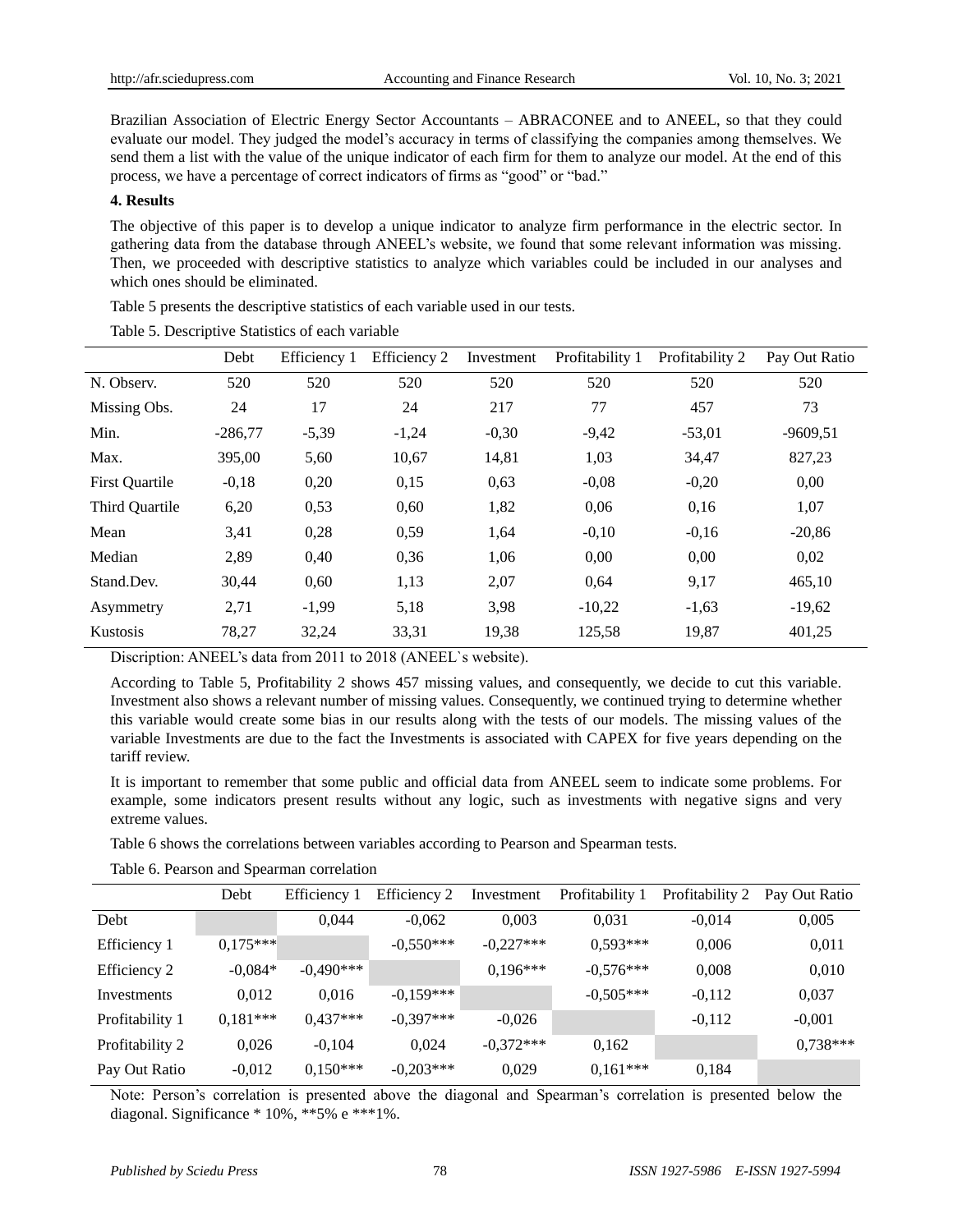Brazilian Association of Electric Energy Sector Accountants – ABRACONEE and to ANEEL, so that they could evaluate our model. They judged the model's accuracy in terms of classifying the companies among themselves. We send them a list with the value of the unique indicator of each firm for them to analyze our model. At the end of this process, we have a percentage of correct indicators of firms as "good" or "bad."

## 4. Results

The objective of this paper is to develop a unique indicator to analyze firm performance in the electric sector. In gathering data from the database through ANEEL's website, we found that some relevant information was missing. Then, we proceeded with descriptive statistics to analyze which variables could be included in our analyses and which ones should be eliminated.

Table 5 presents the descriptive statistics of each variable used in our tests.

Table 5. Descriptive Statistics of each variable

| | Debt | Efficiency 1 | Efficiency 2 | Investment | Profitability 1 | Profitability 2 | Pay Out Ratio |
|---|---|---|---|---|---|---|---|
| N. Observ. | 520 | 520 | 520 | 520 | 520 | 520 | 520 |
| Missing Obs. | 24 | 17 | 24 | 217 | 77 | 457 | 73 |
| Min. | -286,77 | -5,39 | -1,24 | -0,30 | -9,42 | -53,01 | -9609,51 |
| Max. | 395,00 | 5,60 | 10,67 | 14,81 | 1,03 | 34,47 | 827,23 |
| First Quartile | -0,18 | 0,20 | 0,15 | 0,63 | -0,08 | -0,20 | 0,00 |
| Third Quartile | 6,20 | 0,53 | 0,60 | 1,82 | 0,06 | 0,16 | 1,07 |
| Mean | 3,41 | 0,28 | 0,59 | 1,64 | -0,10 | -0,16 | -20,86 |
| Median | 2,89 | 0,40 | 0,36 | 1,06 | 0,00 | 0,00 | 0,02 |
| Stand.Dev. | 30,44 | 0,60 | 1,13 | 2,07 | 0,64 | 9,17 | 465,10 |
| Asymmetry | 2,71 | -1,99 | 5,18 | 3,98 | -10,22 | -1,63 | -19,62 |
| Kustosis | 78,27 | 32,24 | 33,31 | 19,38 | 125,58 | 19,87 | 401,25 |

Discription: ANEEL's data from 2011 to 2018 (ANEEL`s website).

According to Table 5, Profitability 2 shows 457 missing values, and consequently, we decide to cut this variable. Investment also shows a relevant number of missing values. Consequently, we continued trying to determine whether this variable would create some bias in our results along with the tests of our models. The missing values of the variable Investments are due to the fact the Investments is associated with CAPEX for five years depending on the tariff review.

It is important to remember that some public and official data from ANEEL seem to indicate some problems. For example, some indicators present results without any logic, such as investments with negative signs and very extreme values.

Table 6 shows the correlations between variables according to Pearson and Spearman tests.

Table 6. Pearson and Spearman correlation

| | Debt | Efficiency 1 | Efficiency 2 | Investment | Profitability 1 | Profitability 2 | Pay Out Ratio |
|---|---|---|---|---|---|---|---|
| Debt | | 0,044 | -0,062 | 0,003 | 0,031 | -0,014 | 0,005 |
| Efficiency 1 | 0,175*** | | -0,550*** | -0,227*** | 0,593*** | 0,006 | 0,011 |
| Efficiency 2 | -0,084* | -0,490*** | | 0,196*** | -0,576*** | 0,008 | 0,010 |
| Investments | 0,012 | 0,016 | -0,159*** | | -0,505*** | -0,112 | 0,037 |
| Profitability 1 | 0,181*** | 0,437*** | -0,397*** | -0,026 | | -0,112 | -0,001 |
| Profitability 2 | 0,026 | -0,104 | 0,024 | -0,372*** | 0,162 | | 0,738*** |
| Pay Out Ratio | -0,012 | 0,150*** | -0,203*** | 0,029 | 0,161*** | 0,184 | |

Note: Person's correlation is presented above the diagonal and Spearman's correlation is presented below the diagonal. Significance * 10%, **5% e ***1%.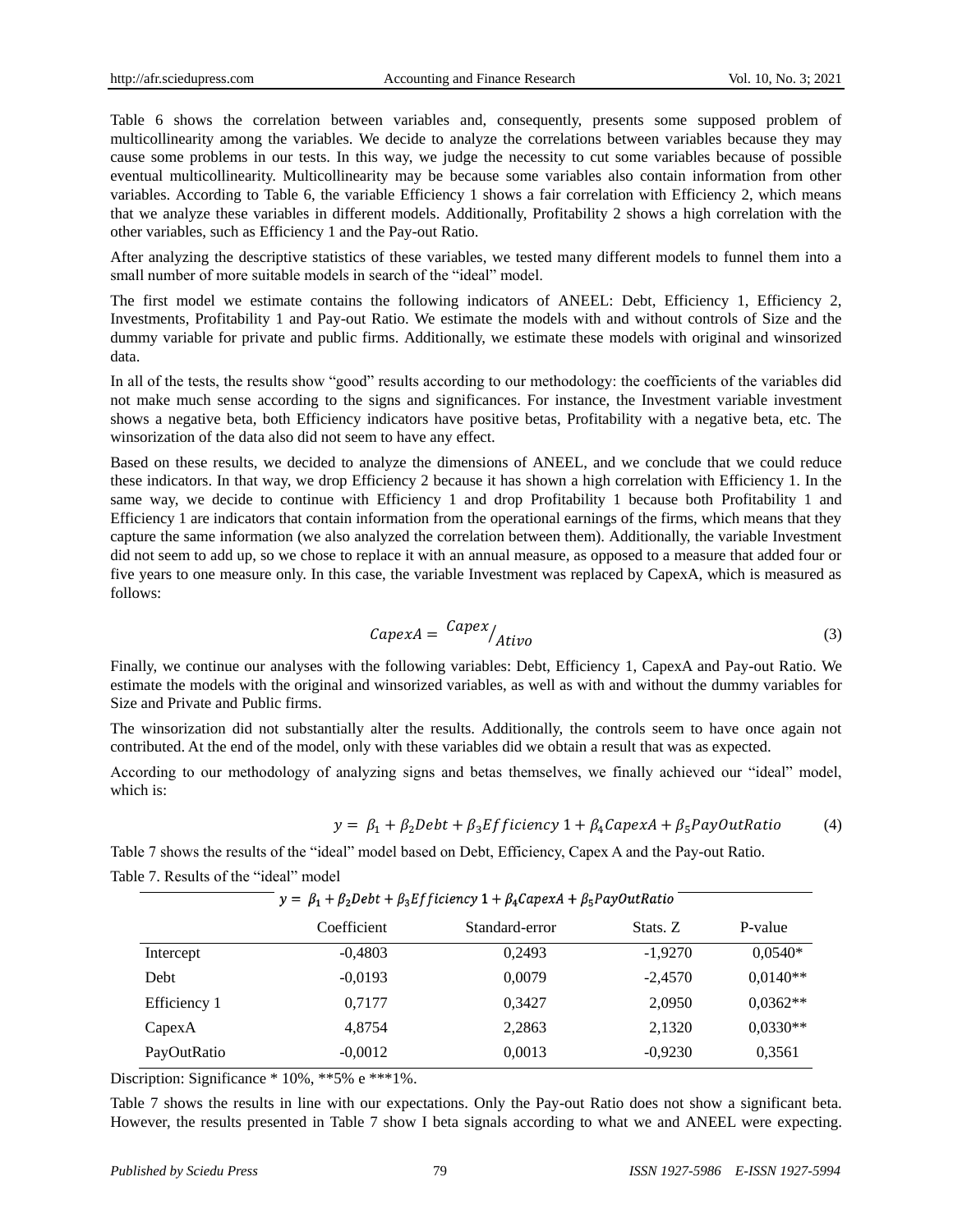Table 6 shows the correlation between variables and, consequently, presents some supposed problem of multicollinearity among the variables. We decide to analyze the correlations between variables because they may cause some problems in our tests. In this way, we judge the necessity to cut some variables because of possible eventual multicollinearity. Multicollinearity may be because some variables also contain information from other variables. According to Table 6, the variable Efficiency 1 shows a fair correlation with Efficiency 2, which means that we analyze these variables in different models. Additionally, Profitability 2 shows a high correlation with the other variables, such as Efficiency 1 and the Pay-out Ratio.

After analyzing the descriptive statistics of these variables, we tested many different models to funnel them into a small number of more suitable models in search of the "ideal" model.

The first model we estimate contains the following indicators of ANEEL: Debt, Efficiency 1, Efficiency 2, Investments, Profitability 1 and Pay-out Ratio. We estimate the models with and without controls of Size and the dummy variable for private and public firms. Additionally, we estimate these models with original and winsorized data.

In all of the tests, the results show "good" results according to our methodology: the coefficients of the variables did not make much sense according to the signs and significances. For instance, the Investment variable investment shows a negative beta, both Efficiency indicators have positive betas, Profitability with a negative beta, etc. The winsorization of the data also did not seem to have any effect.

Based on these results, we decided to analyze the dimensions of ANEEL, and we conclude that we could reduce these indicators. In that way, we drop Efficiency 2 because it has shown a high correlation with Efficiency 1. In the same way, we decide to continue with Efficiency 1 and drop Profitability 1 because both Profitability 1 and Efficiency 1 are indicators that contain information from the operational earnings of the firms, which means that they capture the same information (we also analyzed the correlation between them). Additionally, the variable Investment did not seem to add up, so we chose to replace it with an annual measure, as opposed to a measure that added four or five years to one measure only. In this case, the variable Investment was replaced by CapexA, which is measured as follows:

$$CapexA = {}^{Capex}/_{Ativo} \tag{3}$$

Finally, we continue our analyses with the following variables: Debt, Efficiency 1, CapexA and Pay-out Ratio. We estimate the models with the original and winsorized variables, as well as with and without the dummy variables for Size and Private and Public firms.

The winsorization did not substantially alter the results. Additionally, the controls seem to have once again not contributed. At the end of the model, only with these variables did we obtain a result that was as expected.

According to our methodology of analyzing signs and betas themselves, we finally achieved our "ideal" model, which is:

$$y = \beta_1 + \beta_2 Debt + \beta_3 Efficiency\ 1 + \beta_4 CapexA + \beta_5 PayOutRatio \tag{4}$$

Table 7 shows the results of the "ideal" model based on Debt, Efficiency, Capex A and the Pay-out Ratio.

Table 7. Results of the "ideal" model

| $y = \beta_1 + \beta_2 Debt + \beta_3 Efficiency\ 1 + \beta_4 CapexA + \beta_5 PayOutRatio$ | | | | |
|---|---|---|---|---|
| | Coefficient | Standard-error | Stats. Z | P-value |
| Intercept | -0,4803 | 0,2493 | -1,9270 | 0,0540* |
| Debt | -0,0193 | 0,0079 | -2,4570 | 0,0140** |
| Efficiency 1 | 0,7177 | 0,3427 | 2,0950 | 0,0362** |
| CapexA | 4,8754 | 2,2863 | 2,1320 | 0,0330** |
| PayOutRatio | -0,0012 | 0,0013 | -0,9230 | 0,3561 |

Discription: Significance * 10%, **5% e ***1%.

Table 7 shows the results in line with our expectations. Only the Pay-out Ratio does not show a significant beta. However, the results presented in Table 7 show I beta signals according to what we and ANEEL were expecting.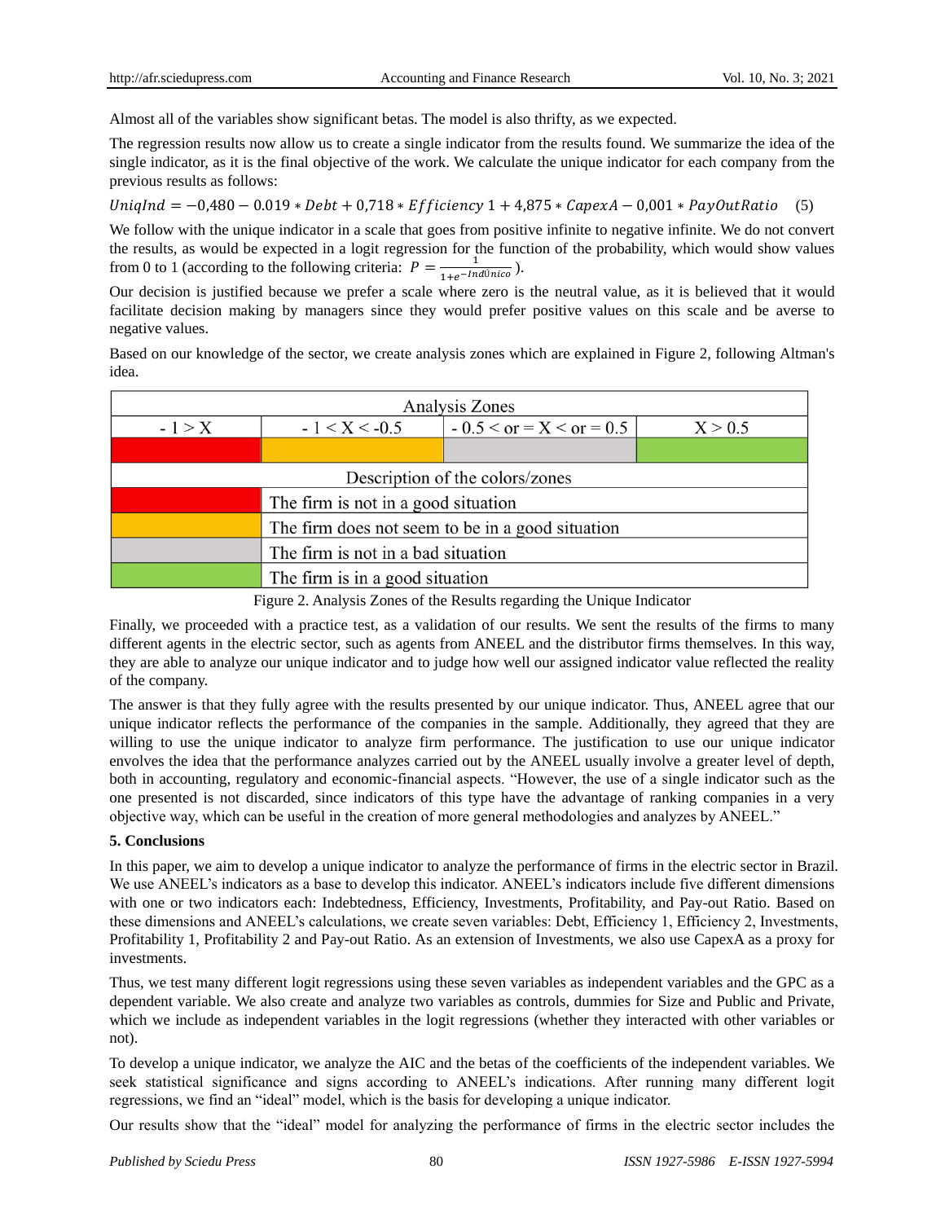Almost all of the variables show significant betas. The model is also thrifty, as we expected.

The regression results now allow us to create a single indicator from the results found. We summarize the idea of the single indicator, as it is the final objective of the work. We calculate the unique indicator for each company from the previous results as follows:

$$UniqInd = -0{,}480 - 0.019 * Debt + 0{,}718 * Efficiency\ 1 + 4{,}875 * CapexA - 0{,}001 * PayOutRatio \quad (5)$$

We follow with the unique indicator in a scale that goes from positive infinite to negative infinite. We do not convert the results, as would be expected in a logit regression for the function of the probability, which would show values from 0 to 1 (according to the following criteria: $P = \frac{1}{1+e^{-IndÚnico}}$).

Our decision is justified because we prefer a scale where zero is the neutral value, as it is believed that it would facilitate decision making by managers since they would prefer positive values on this scale and be averse to negative values.

Based on our knowledge of the sector, we create analysis zones which are explained in Figure 2, following Altman's idea.

| Analysis Zones | | | |
|---|---|---|---|
| - 1 > X | - 1 < X < -0.5 | - 0.5 < or = X < or = 0.5 | X > 0.5 |
| (red) | (orange) | (gray) | (green) |

| Description of the colors/zones | |
|---|---|
| (red) | The firm is not in a good situation |
| (orange) | The firm does not seem to be in a good situation |
| (gray) | The firm is not in a bad situation |
| (green) | The firm is in a good situation |

Figure 2. Analysis Zones of the Results regarding the Unique Indicator

Finally, we proceeded with a practice test, as a validation of our results. We sent the results of the firms to many different agents in the electric sector, such as agents from ANEEL and the distributor firms themselves. In this way, they are able to analyze our unique indicator and to judge how well our assigned indicator value reflected the reality of the company.

The answer is that they fully agree with the results presented by our unique indicator. Thus, ANEEL agree that our unique indicator reflects the performance of the companies in the sample. Additionally, they agreed that they are willing to use the unique indicator to analyze firm performance. The justification to use our unique indicator envolves the idea that the performance analyzes carried out by the ANEEL usually involve a greater level of depth, both in accounting, regulatory and economic-financial aspects. "However, the use of a single indicator such as the one presented is not discarded, since indicators of this type have the advantage of ranking companies in a very objective way, which can be useful in the creation of more general methodologies and analyzes by ANEEL."

**5. Conclusions**

In this paper, we aim to develop a unique indicator to analyze the performance of firms in the electric sector in Brazil. We use ANEEL's indicators as a base to develop this indicator. ANEEL's indicators include five different dimensions with one or two indicators each: Indebtedness, Efficiency, Investments, Profitability, and Pay-out Ratio. Based on these dimensions and ANEEL's calculations, we create seven variables: Debt, Efficiency 1, Efficiency 2, Investments, Profitability 1, Profitability 2 and Pay-out Ratio. As an extension of Investments, we also use CapexA as a proxy for investments.

Thus, we test many different logit regressions using these seven variables as independent variables and the GPC as a dependent variable. We also create and analyze two variables as controls, dummies for Size and Public and Private, which we include as independent variables in the logit regressions (whether they interacted with other variables or not).

To develop a unique indicator, we analyze the AIC and the betas of the coefficients of the independent variables. We seek statistical significance and signs according to ANEEL's indications. After running many different logit regressions, we find an "ideal" model, which is the basis for developing a unique indicator.

Our results show that the "ideal" model for analyzing the performance of firms in the electric sector includes the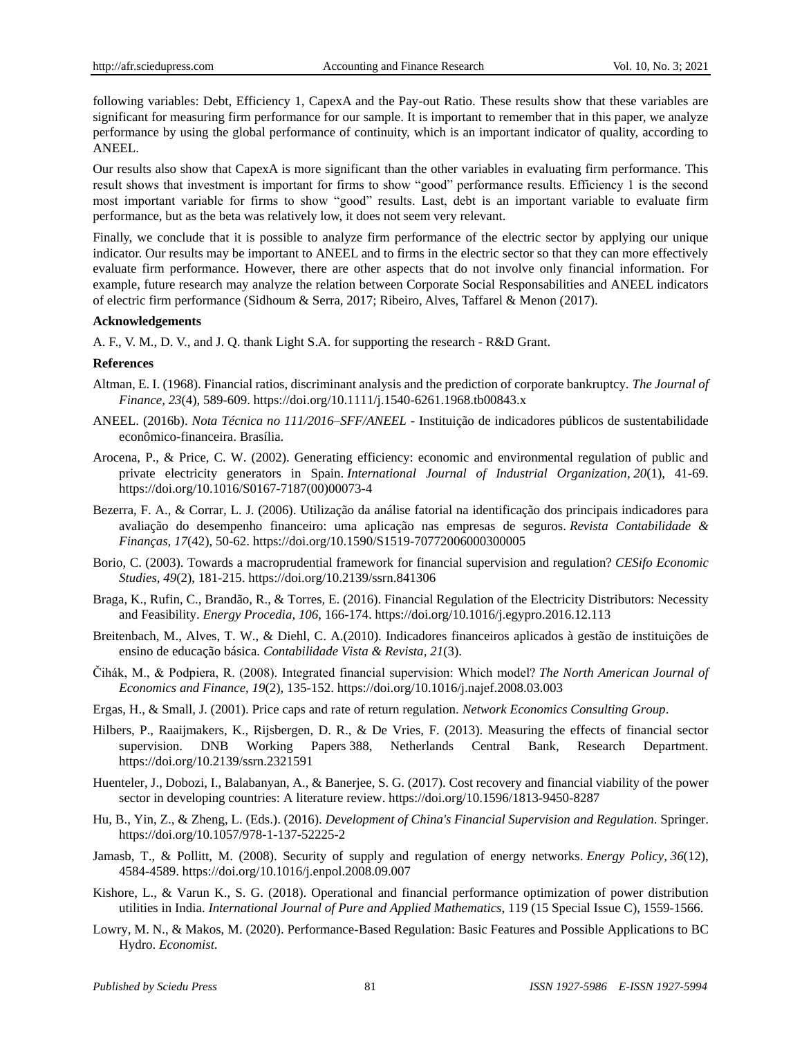following variables: Debt, Efficiency 1, CapexA and the Pay-out Ratio. These results show that these variables are significant for measuring firm performance for our sample. It is important to remember that in this paper, we analyze performance by using the global performance of continuity, which is an important indicator of quality, according to ANEEL.

Our results also show that CapexA is more significant than the other variables in evaluating firm performance. This result shows that investment is important for firms to show "good" performance results. Efficiency 1 is the second most important variable for firms to show "good" results. Last, debt is an important variable to evaluate firm performance, but as the beta was relatively low, it does not seem very relevant.

Finally, we conclude that it is possible to analyze firm performance of the electric sector by applying our unique indicator. Our results may be important to ANEEL and to firms in the electric sector so that they can more effectively evaluate firm performance. However, there are other aspects that do not involve only financial information. For example, future research may analyze the relation between Corporate Social Responsabilities and ANEEL indicators of electric firm performance (Sidhoum & Serra, 2017; Ribeiro, Alves, Taffarel & Menon (2017).

**Acknowledgements**

A. F., V. M., D. V., and J. Q. thank Light S.A. for supporting the research - R&D Grant.

**References**

Altman, E. I. (1968). Financial ratios, discriminant analysis and the prediction of corporate bankruptcy. *The Journal of Finance, 23*(4), 589-609. https://doi.org/10.1111/j.1540-6261.1968.tb00843.x

ANEEL. (2016b). *Nota Técnica no 111/2016–SFF/ANEEL* - Instituição de indicadores públicos de sustentabilidade econômico-financeira. Brasília.

Arocena, P., & Price, C. W. (2002). Generating efficiency: economic and environmental regulation of public and private electricity generators in Spain. *International Journal of Industrial Organization, 20*(1), 41-69. https://doi.org/10.1016/S0167-7187(00)00073-4

Bezerra, F. A., & Corrar, L. J. (2006). Utilização da análise fatorial na identificação dos principais indicadores para avaliação do desempenho financeiro: uma aplicação nas empresas de seguros. *Revista Contabilidade & Finanças, 17*(42), 50-62. https://doi.org/10.1590/S1519-70772006000300005

Borio, C. (2003). Towards a macroprudential framework for financial supervision and regulation? *CESifo Economic Studies, 49*(2), 181-215. https://doi.org/10.2139/ssrn.841306

Braga, K., Rufin, C., Brandão, R., & Torres, E. (2016). Financial Regulation of the Electricity Distributors: Necessity and Feasibility. *Energy Procedia, 106*, 166-174. https://doi.org/10.1016/j.egypro.2016.12.113

Breitenbach, M., Alves, T. W., & Diehl, C. A.(2010). Indicadores financeiros aplicados à gestão de instituições de ensino de educação básica. *Contabilidade Vista & Revista*, *21*(3).

Čihák, M., & Podpiera, R. (2008). Integrated financial supervision: Which model? *The North American Journal of Economics and Finance, 19*(2), 135-152. https://doi.org/10.1016/j.najef.2008.03.003

Ergas, H., & Small, J. (2001). Price caps and rate of return regulation. *Network Economics Consulting Group*.

Hilbers, P., Raaijmakers, K., Rijsbergen, D. R., & De Vries, F. (2013). Measuring the effects of financial sector supervision. DNB Working Papers 388, Netherlands Central Bank, Research Department. https://doi.org/10.2139/ssrn.2321591

Huenteler, J., Dobozi, I., Balabanyan, A., & Banerjee, S. G. (2017). Cost recovery and financial viability of the power sector in developing countries: A literature review. https://doi.org/10.1596/1813-9450-8287

Hu, B., Yin, Z., & Zheng, L. (Eds.). (2016). *Development of China's Financial Supervision and Regulation*. Springer. https://doi.org/10.1057/978-1-137-52225-2

Jamasb, T., & Pollitt, M. (2008). Security of supply and regulation of energy networks. *Energy Policy, 36*(12), 4584-4589. https://doi.org/10.1016/j.enpol.2008.09.007

Kishore, L., & Varun K., S. G. (2018). Operational and financial performance optimization of power distribution utilities in India. *International Journal of Pure and Applied Mathematics*, 119 (15 Special Issue C), 1559-1566.

Lowry, M. N., & Makos, M. (2020). Performance-Based Regulation: Basic Features and Possible Applications to BC Hydro. *Economist.*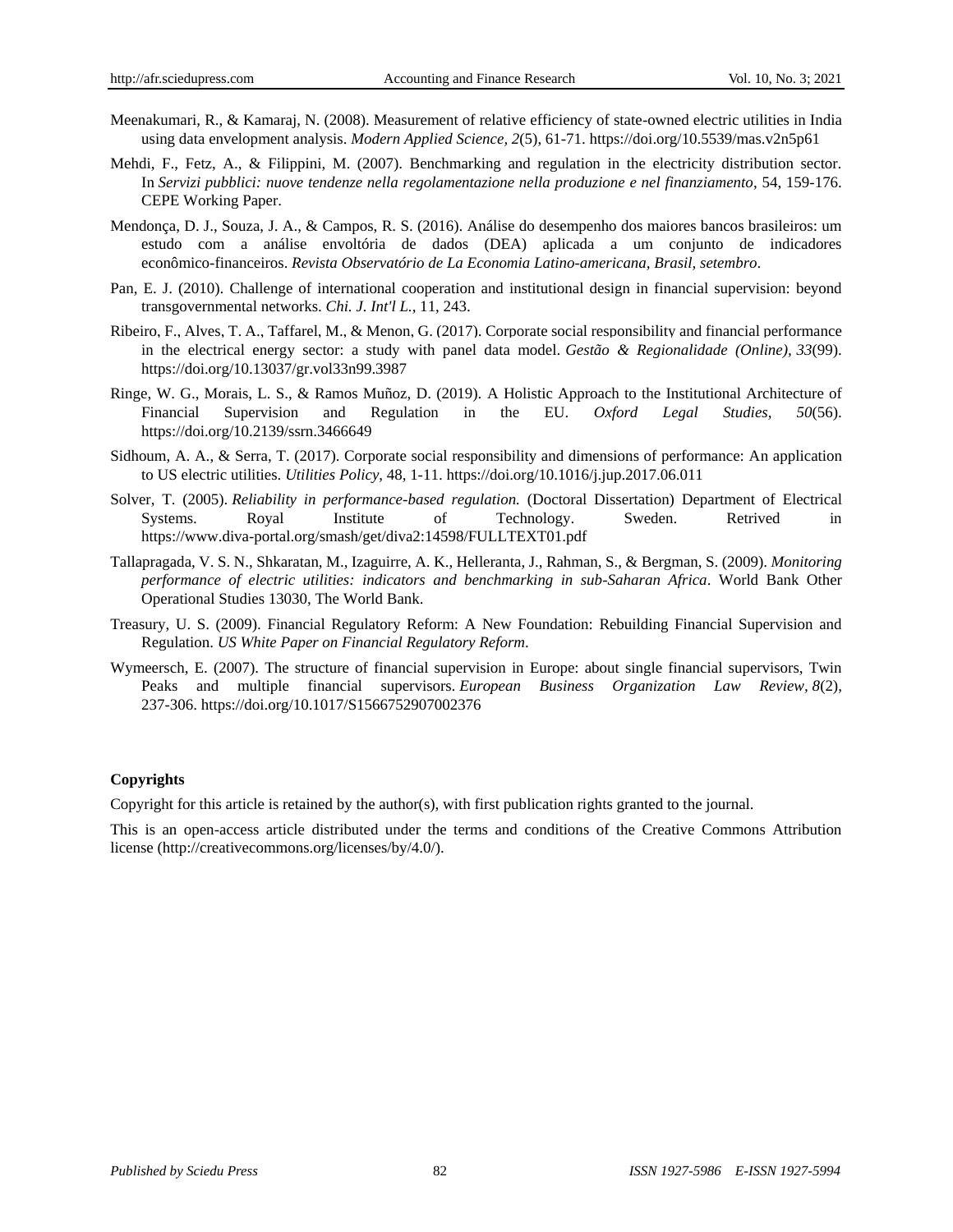Meenakumari, R., & Kamaraj, N. (2008). Measurement of relative efficiency of state-owned electric utilities in India using data envelopment analysis. *Modern Applied Science, 2*(5), 61-71. https://doi.org/10.5539/mas.v2n5p61

Mehdi, F., Fetz, A., & Filippini, M. (2007). Benchmarking and regulation in the electricity distribution sector. In *Servizi pubblici: nuove tendenze nella regolamentazione nella produzione e nel finanziamento*, 54, 159-176. CEPE Working Paper.

Mendonça, D. J., Souza, J. A., & Campos, R. S. (2016). Análise do desempenho dos maiores bancos brasileiros: um estudo com a análise envoltória de dados (DEA) aplicada a um conjunto de indicadores econômico-financeiros. *Revista Observatório de La Economia Latino-americana, Brasil, setembro*.

Pan, E. J. (2010). Challenge of international cooperation and institutional design in financial supervision: beyond transgovernmental networks. *Chi. J. Int'l L.*, 11, 243.

Ribeiro, F., Alves, T. A., Taffarel, M., & Menon, G. (2017). Corporate social responsibility and financial performance in the electrical energy sector: a study with panel data model. *Gestão & Regionalidade (Online), 33*(99). https://doi.org/10.13037/gr.vol33n99.3987

Ringe, W. G., Morais, L. S., & Ramos Muñoz, D. (2019). A Holistic Approach to the Institutional Architecture of Financial Supervision and Regulation in the EU. *Oxford Legal Studies, 50*(56). https://doi.org/10.2139/ssrn.3466649

Sidhoum, A. A., & Serra, T. (2017). Corporate social responsibility and dimensions of performance: An application to US electric utilities. *Utilities Policy*, 48, 1-11. https://doi.org/10.1016/j.jup.2017.06.011

Solver, T. (2005). *Reliability in performance-based regulation.* (Doctoral Dissertation) Department of Electrical Systems. Royal Institute of Technology. Sweden. Retrived in https://www.diva-portal.org/smash/get/diva2:14598/FULLTEXT01.pdf

Tallapragada, V. S. N., Shkaratan, M., Izaguirre, A. K., Helleranta, J., Rahman, S., & Bergman, S. (2009). *Monitoring performance of electric utilities: indicators and benchmarking in sub-Saharan Africa*. World Bank Other Operational Studies 13030, The World Bank.

Treasury, U. S. (2009). Financial Regulatory Reform: A New Foundation: Rebuilding Financial Supervision and Regulation. *US White Paper on Financial Regulatory Reform*.

Wymeersch, E. (2007). The structure of financial supervision in Europe: about single financial supervisors, Twin Peaks and multiple financial supervisors. *European Business Organization Law Review, 8*(2), 237-306. https://doi.org/10.1017/S1566752907002376

**Copyrights**

Copyright for this article is retained by the author(s), with first publication rights granted to the journal.

This is an open-access article distributed under the terms and conditions of the Creative Commons Attribution license (http://creativecommons.org/licenses/by/4.0/).